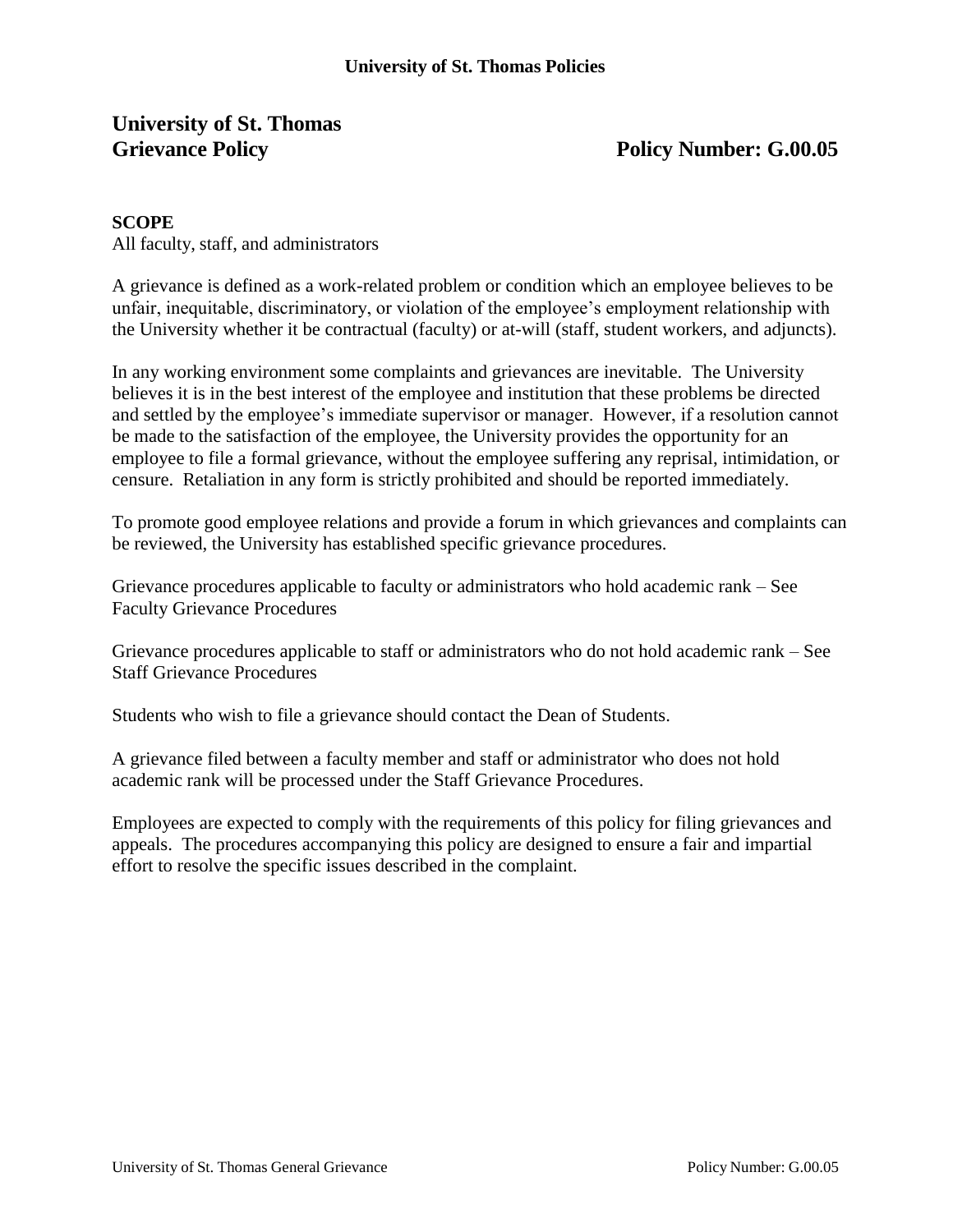# University of St. Thomas
# Grievance Policy — Policy Number: G.00.05

**SCOPE**
All faculty, staff, and administrators

A grievance is defined as a work-related problem or condition which an employee believes to be unfair, inequitable, discriminatory, or violation of the employee's employment relationship with the University whether it be contractual (faculty) or at-will (staff, student workers, and adjuncts).

In any working environment some complaints and grievances are inevitable. The University believes it is in the best interest of the employee and institution that these problems be directed and settled by the employee's immediate supervisor or manager. However, if a resolution cannot be made to the satisfaction of the employee, the University provides the opportunity for an employee to file a formal grievance, without the employee suffering any reprisal, intimidation, or censure. Retaliation in any form is strictly prohibited and should be reported immediately.

To promote good employee relations and provide a forum in which grievances and complaints can be reviewed, the University has established specific grievance procedures.

Grievance procedures applicable to faculty or administrators who hold academic rank – See Faculty Grievance Procedures

Grievance procedures applicable to staff or administrators who do not hold academic rank – See Staff Grievance Procedures

Students who wish to file a grievance should contact the Dean of Students.

A grievance filed between a faculty member and staff or administrator who does not hold academic rank will be processed under the Staff Grievance Procedures.

Employees are expected to comply with the requirements of this policy for filing grievances and appeals. The procedures accompanying this policy are designed to ensure a fair and impartial effort to resolve the specific issues described in the complaint.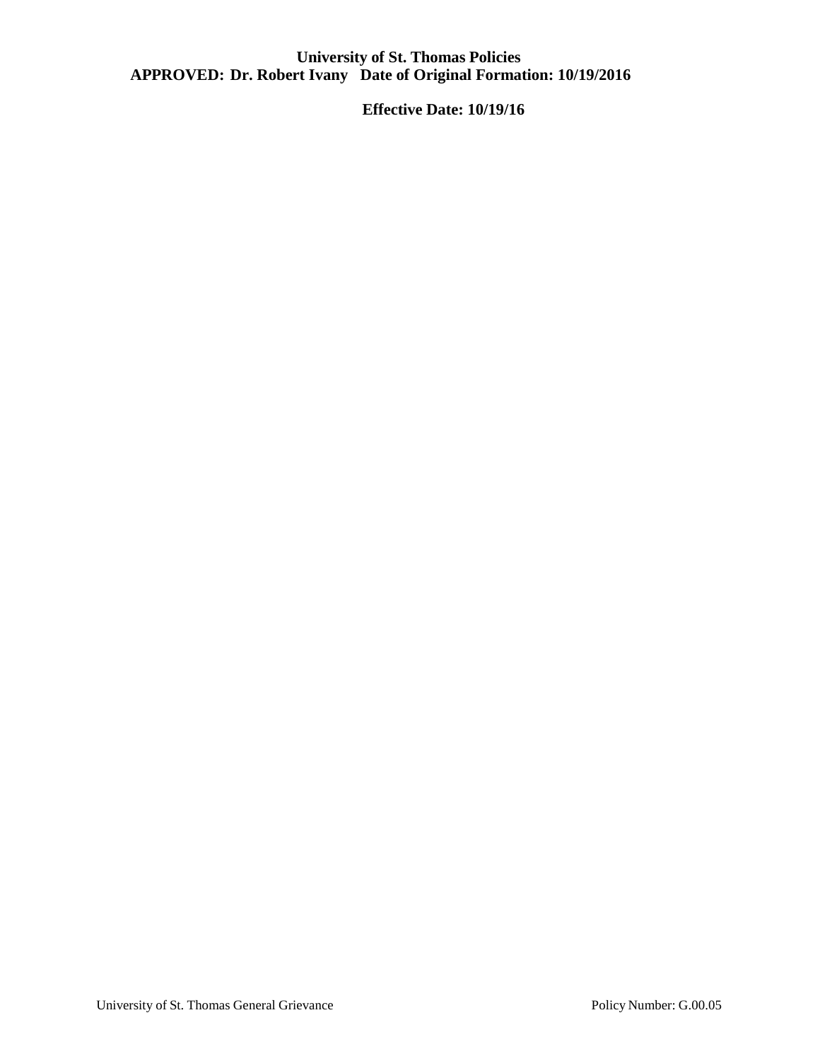**University of St. Thomas Policies**
**APPROVED: Dr. Robert Ivany Date of Original Formation: 10/19/2016**

**Effective Date: 10/19/16**